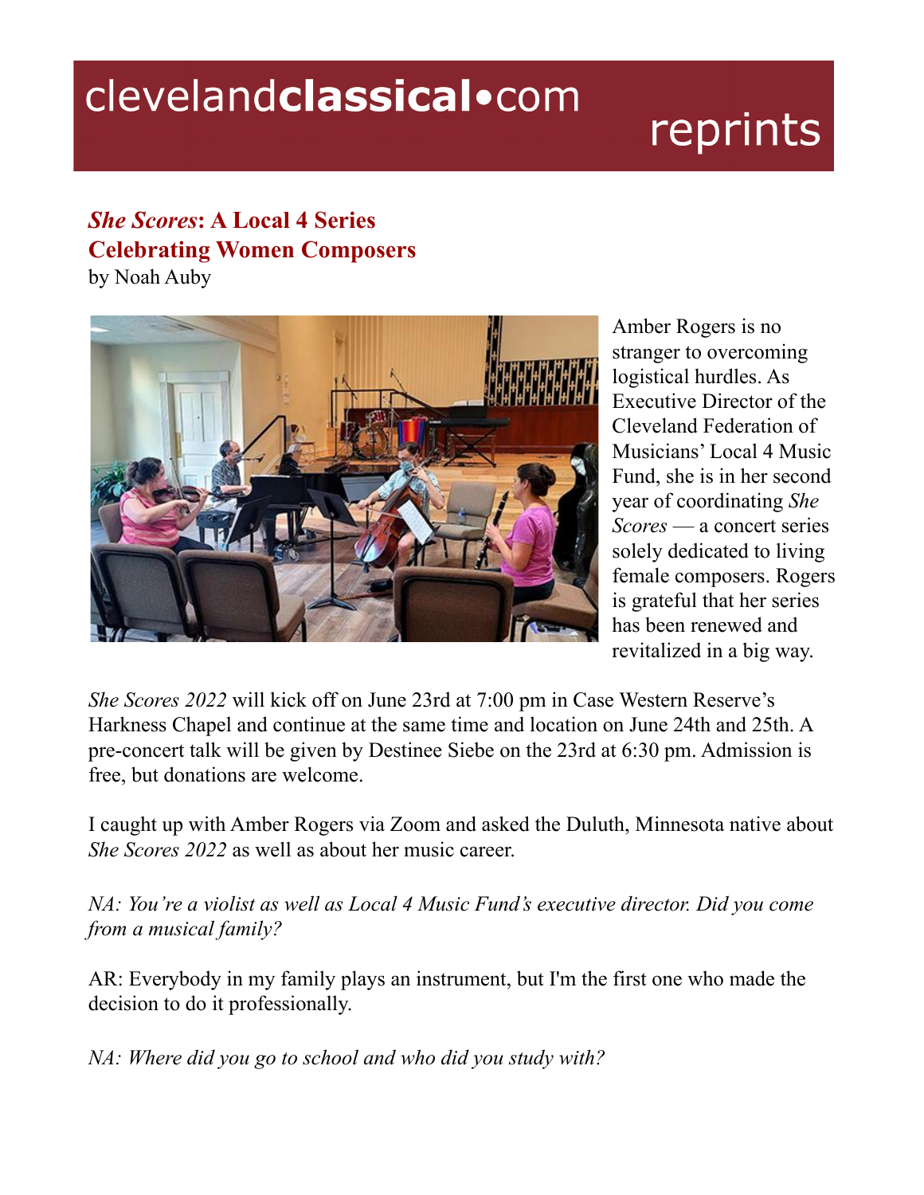clevelandclassical•com reprints

# *She Scores*: A Local 4 Series Celebrating Women Composers

by Noah Auby

Amber Rogers is no stranger to overcoming logistical hurdles. As Executive Director of the Cleveland Federation of Musicians' Local 4 Music Fund, she is in her second year of coordinating *She Scores* — a concert series solely dedicated to living female composers. Rogers is grateful that her series has been renewed and revitalized in a big way.

*She Scores 2022* will kick off on June 23rd at 7:00 pm in Case Western Reserve's Harkness Chapel and continue at the same time and location on June 24th and 25th. A pre-concert talk will be given by Destinee Siebe on the 23rd at 6:30 pm. Admission is free, but donations are welcome.

I caught up with Amber Rogers via Zoom and asked the Duluth, Minnesota native about *She Scores 2022* as well as about her music career.

*NA: You're a violist as well as Local 4 Music Fund's executive director. Did you come from a musical family?*

AR: Everybody in my family plays an instrument, but I'm the first one who made the decision to do it professionally.

*NA: Where did you go to school and who did you study with?*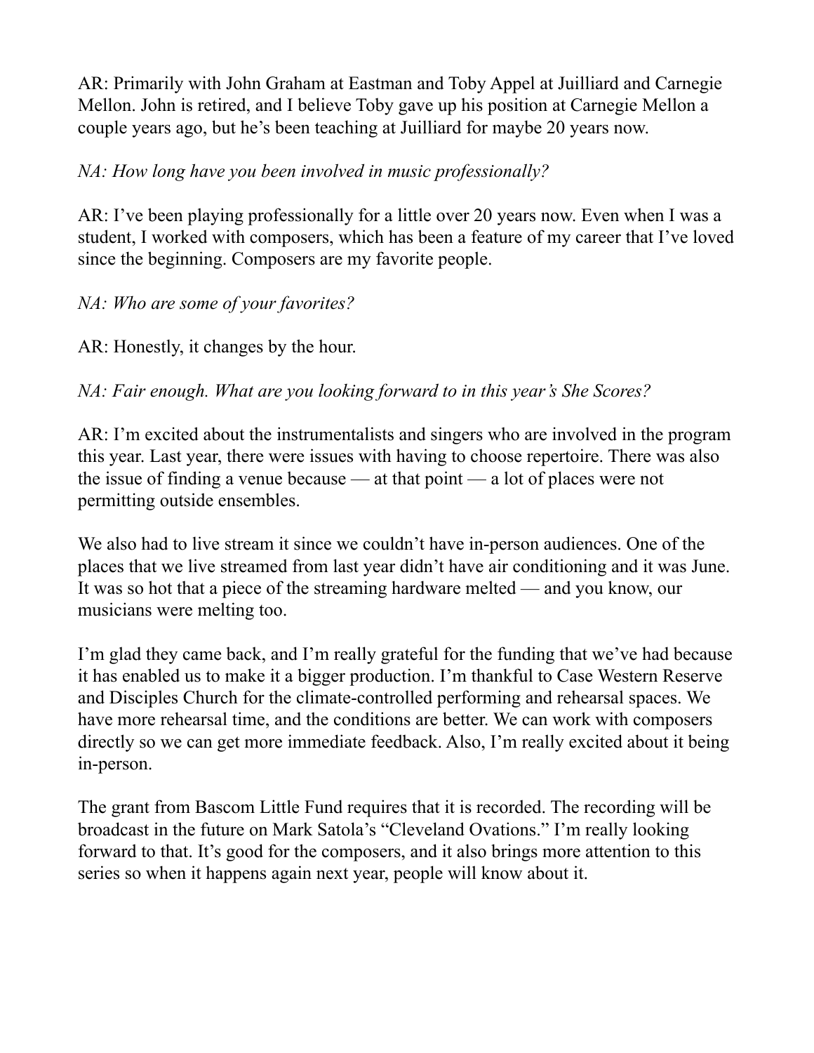AR: Primarily with John Graham at Eastman and Toby Appel at Juilliard and Carnegie Mellon. John is retired, and I believe Toby gave up his position at Carnegie Mellon a couple years ago, but he's been teaching at Juilliard for maybe 20 years now.

*NA: How long have you been involved in music professionally?*

AR: I've been playing professionally for a little over 20 years now. Even when I was a student, I worked with composers, which has been a feature of my career that I've loved since the beginning. Composers are my favorite people.

*NA: Who are some of your favorites?*

AR: Honestly, it changes by the hour.

*NA: Fair enough. What are you looking forward to in this year's She Scores?*

AR: I'm excited about the instrumentalists and singers who are involved in the program this year. Last year, there were issues with having to choose repertoire. There was also the issue of finding a venue because — at that point — a lot of places were not permitting outside ensembles.

We also had to live stream it since we couldn't have in-person audiences. One of the places that we live streamed from last year didn't have air conditioning and it was June. It was so hot that a piece of the streaming hardware melted — and you know, our musicians were melting too.

I'm glad they came back, and I'm really grateful for the funding that we've had because it has enabled us to make it a bigger production. I'm thankful to Case Western Reserve and Disciples Church for the climate-controlled performing and rehearsal spaces. We have more rehearsal time, and the conditions are better. We can work with composers directly so we can get more immediate feedback. Also, I'm really excited about it being in-person.

The grant from Bascom Little Fund requires that it is recorded. The recording will be broadcast in the future on Mark Satola's "Cleveland Ovations." I'm really looking forward to that. It's good for the composers, and it also brings more attention to this series so when it happens again next year, people will know about it.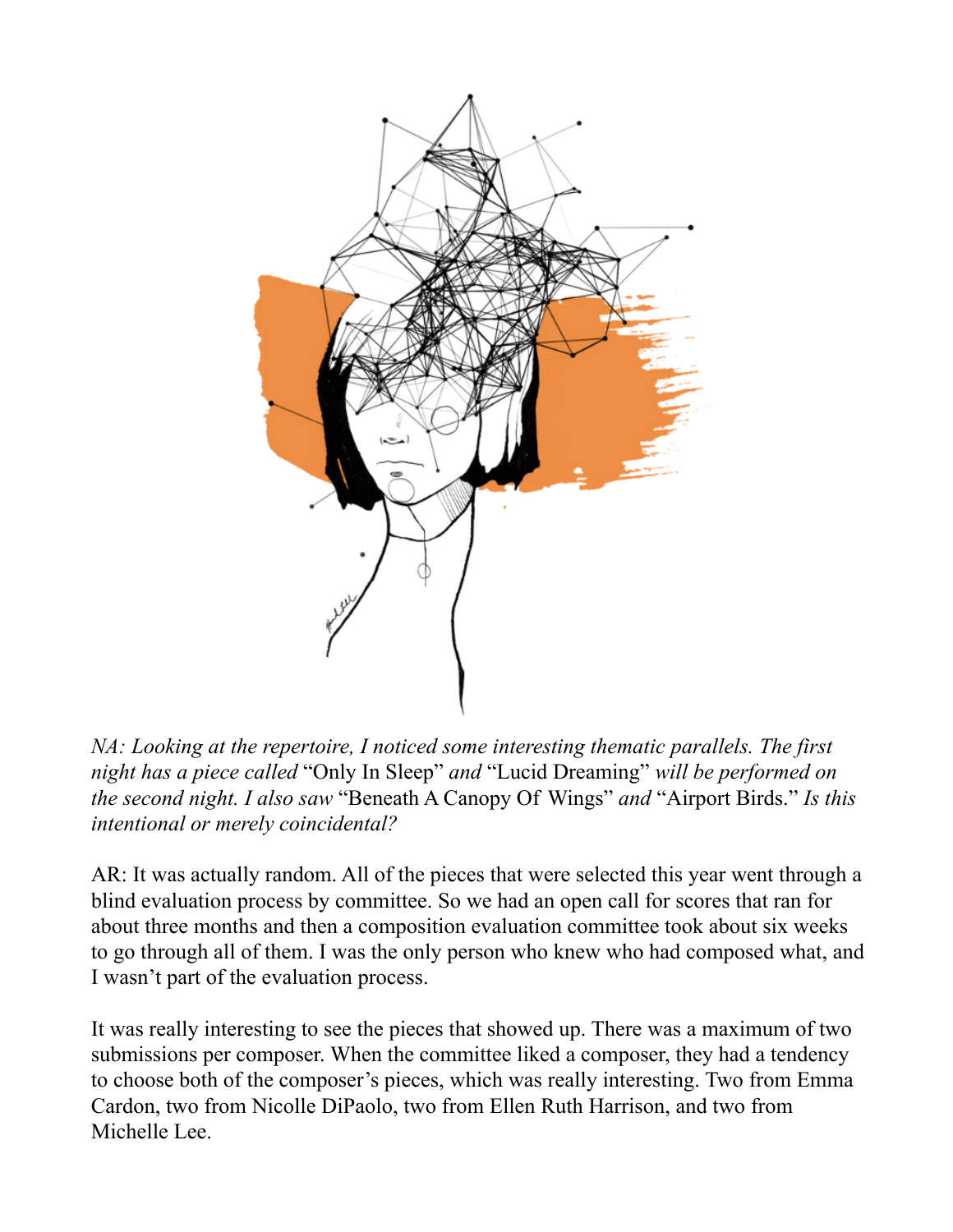*NA: Looking at the repertoire, I noticed some interesting thematic parallels. The first night has a piece called* "Only In Sleep" *and* "Lucid Dreaming" *will be performed on the second night. I also saw* "Beneath A Canopy Of Wings" *and* "Airport Birds." *Is this intentional or merely coincidental?*

AR: It was actually random. All of the pieces that were selected this year went through a blind evaluation process by committee. So we had an open call for scores that ran for about three months and then a composition evaluation committee took about six weeks to go through all of them. I was the only person who knew who had composed what, and I wasn't part of the evaluation process.

It was really interesting to see the pieces that showed up. There was a maximum of two submissions per composer. When the committee liked a composer, they had a tendency to choose both of the composer's pieces, which was really interesting. Two from Emma Cardon, two from Nicolle DiPaolo, two from Ellen Ruth Harrison, and two from Michelle Lee.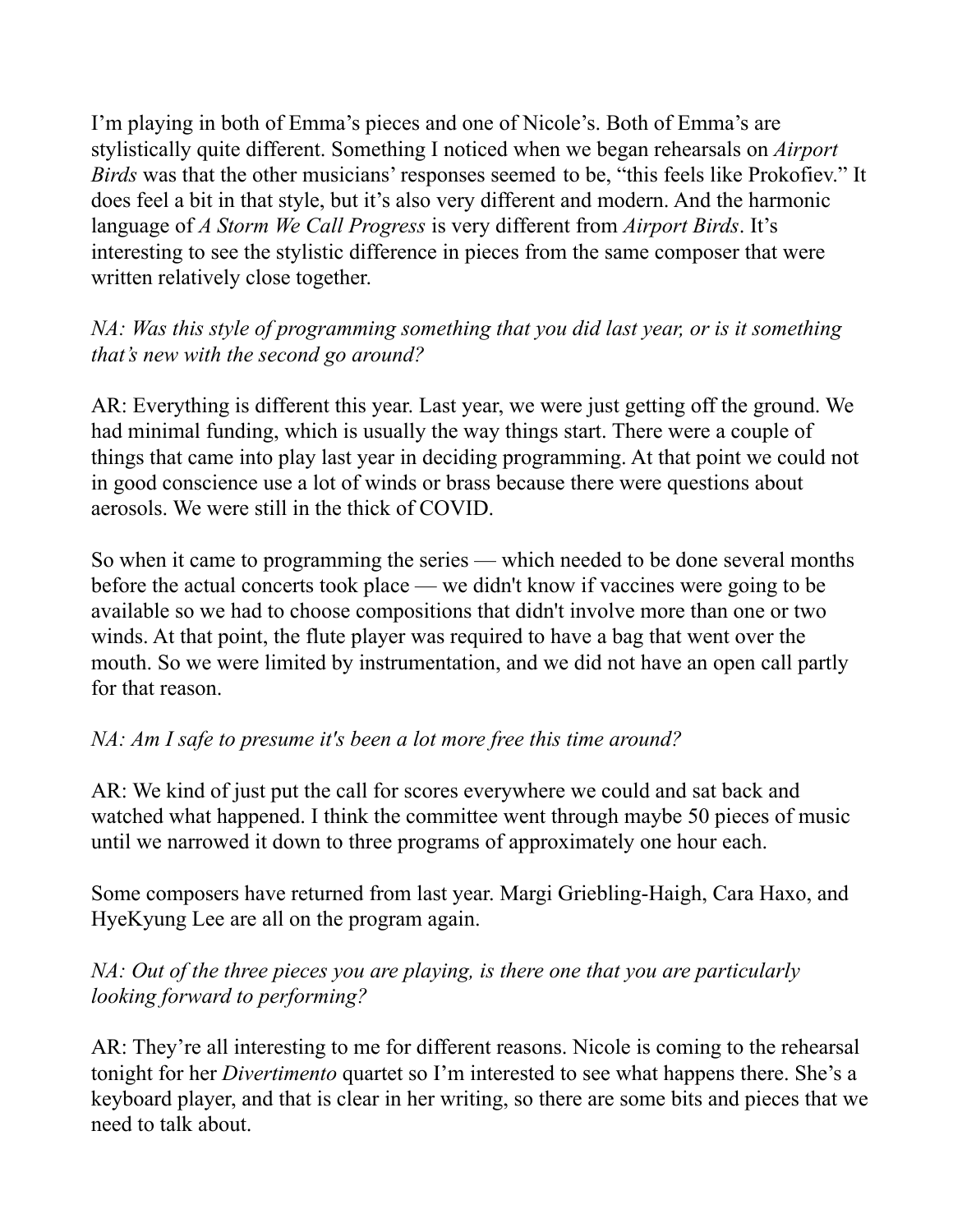I'm playing in both of Emma's pieces and one of Nicole's. Both of Emma's are stylistically quite different. Something I noticed when we began rehearsals on *Airport Birds* was that the other musicians' responses seemed to be, "this feels like Prokofiev." It does feel a bit in that style, but it's also very different and modern. And the harmonic language of *A Storm We Call Progress* is very different from *Airport Birds*. It's interesting to see the stylistic difference in pieces from the same composer that were written relatively close together.

*NA: Was this style of programming something that you did last year, or is it something that's new with the second go around?*

AR: Everything is different this year. Last year, we were just getting off the ground. We had minimal funding, which is usually the way things start. There were a couple of things that came into play last year in deciding programming. At that point we could not in good conscience use a lot of winds or brass because there were questions about aerosols. We were still in the thick of COVID.

So when it came to programming the series — which needed to be done several months before the actual concerts took place — we didn't know if vaccines were going to be available so we had to choose compositions that didn't involve more than one or two winds. At that point, the flute player was required to have a bag that went over the mouth. So we were limited by instrumentation, and we did not have an open call partly for that reason.

*NA: Am I safe to presume it's been a lot more free this time around?*

AR: We kind of just put the call for scores everywhere we could and sat back and watched what happened. I think the committee went through maybe 50 pieces of music until we narrowed it down to three programs of approximately one hour each.

Some composers have returned from last year. Margi Griebling-Haigh, Cara Haxo, and HyeKyung Lee are all on the program again.

*NA: Out of the three pieces you are playing, is there one that you are particularly looking forward to performing?*

AR: They're all interesting to me for different reasons. Nicole is coming to the rehearsal tonight for her *Divertimento* quartet so I'm interested to see what happens there. She's a keyboard player, and that is clear in her writing, so there are some bits and pieces that we need to talk about.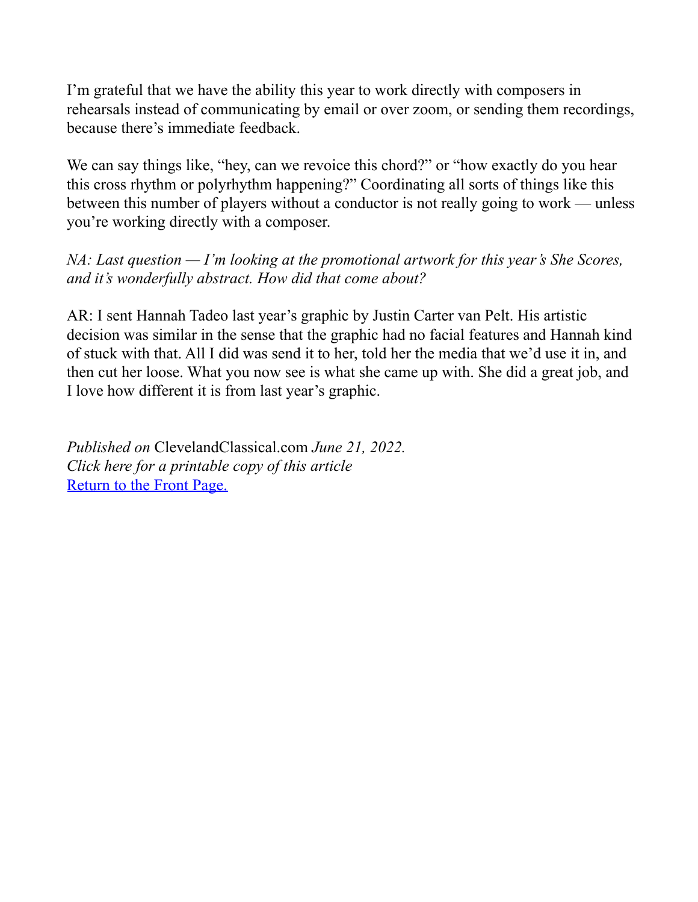I'm grateful that we have the ability this year to work directly with composers in rehearsals instead of communicating by email or over zoom, or sending them recordings, because there's immediate feedback.

We can say things like, "hey, can we revoice this chord?" or "how exactly do you hear this cross rhythm or polyrhythm happening?" Coordinating all sorts of things like this between this number of players without a conductor is not really going to work — unless you're working directly with a composer.

*NA: Last question — I'm looking at the promotional artwork for this year's She Scores, and it's wonderfully abstract. How did that come about?*

AR: I sent Hannah Tadeo last year's graphic by Justin Carter van Pelt. His artistic decision was similar in the sense that the graphic had no facial features and Hannah kind of stuck with that. All I did was send it to her, told her the media that we'd use it in, and then cut her loose. What you now see is what she came up with. She did a great job, and I love how different it is from last year's graphic.

*Published on* ClevelandClassical.com *June 21, 2022.*
*Click here for a printable copy of this article*
[Return to the Front Page.]